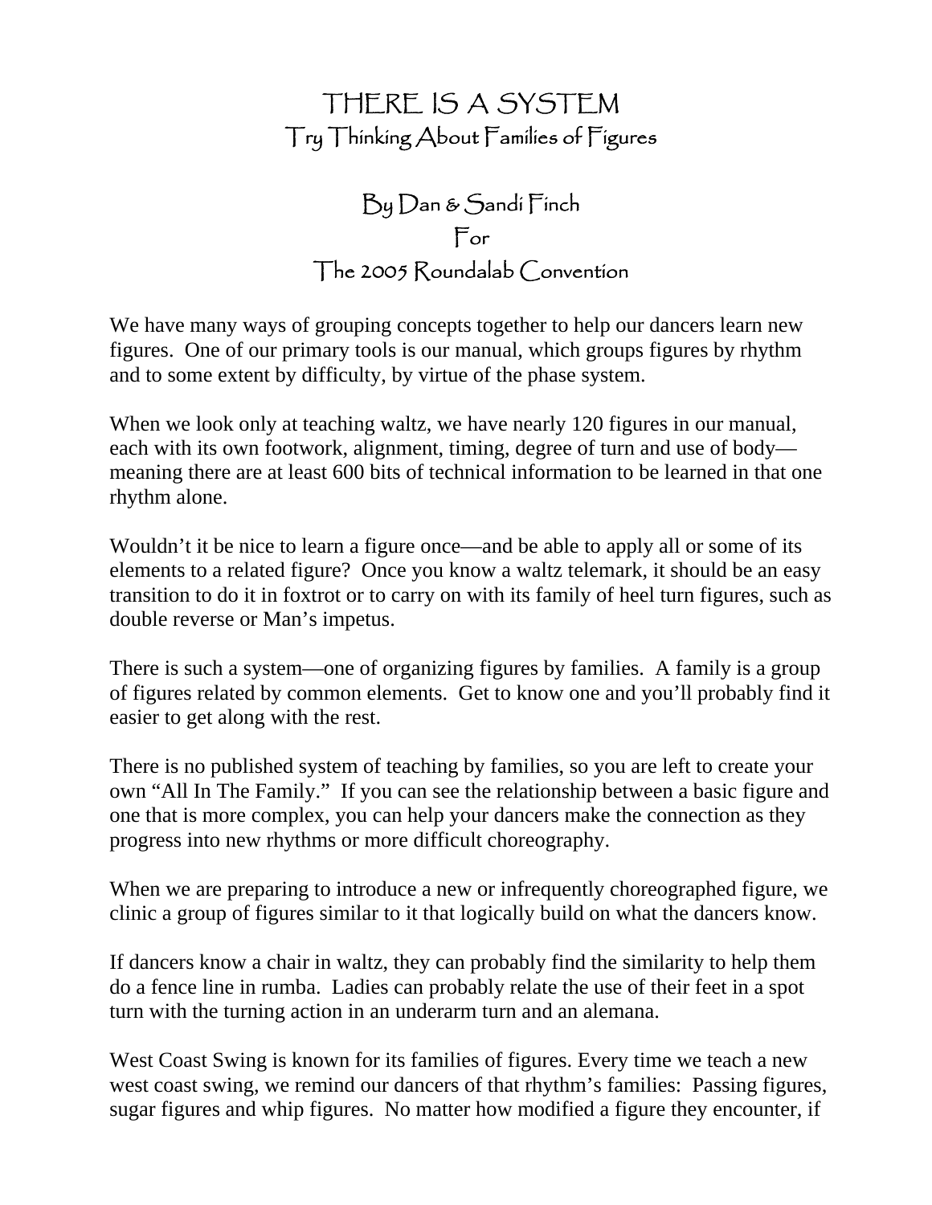# THERE IS A SYSTEM

## Try Thinking About Families of Figures

### By Dan & Sandi Finch
### For
### The 2005 Roundalab Convention

We have many ways of grouping concepts together to help our dancers learn new figures. One of our primary tools is our manual, which groups figures by rhythm and to some extent by difficulty, by virtue of the phase system.

When we look only at teaching waltz, we have nearly 120 figures in our manual, each with its own footwork, alignment, timing, degree of turn and use of body—meaning there are at least 600 bits of technical information to be learned in that one rhythm alone.

Wouldn't it be nice to learn a figure once—and be able to apply all or some of its elements to a related figure? Once you know a waltz telemark, it should be an easy transition to do it in foxtrot or to carry on with its family of heel turn figures, such as double reverse or Man's impetus.

There is such a system—one of organizing figures by families. A family is a group of figures related by common elements. Get to know one and you'll probably find it easier to get along with the rest.

There is no published system of teaching by families, so you are left to create your own "All In The Family." If you can see the relationship between a basic figure and one that is more complex, you can help your dancers make the connection as they progress into new rhythms or more difficult choreography.

When we are preparing to introduce a new or infrequently choreographed figure, we clinic a group of figures similar to it that logically build on what the dancers know.

If dancers know a chair in waltz, they can probably find the similarity to help them do a fence line in rumba. Ladies can probably relate the use of their feet in a spot turn with the turning action in an underarm turn and an alemana.

West Coast Swing is known for its families of figures. Every time we teach a new west coast swing, we remind our dancers of that rhythm's families: Passing figures, sugar figures and whip figures. No matter how modified a figure they encounter, if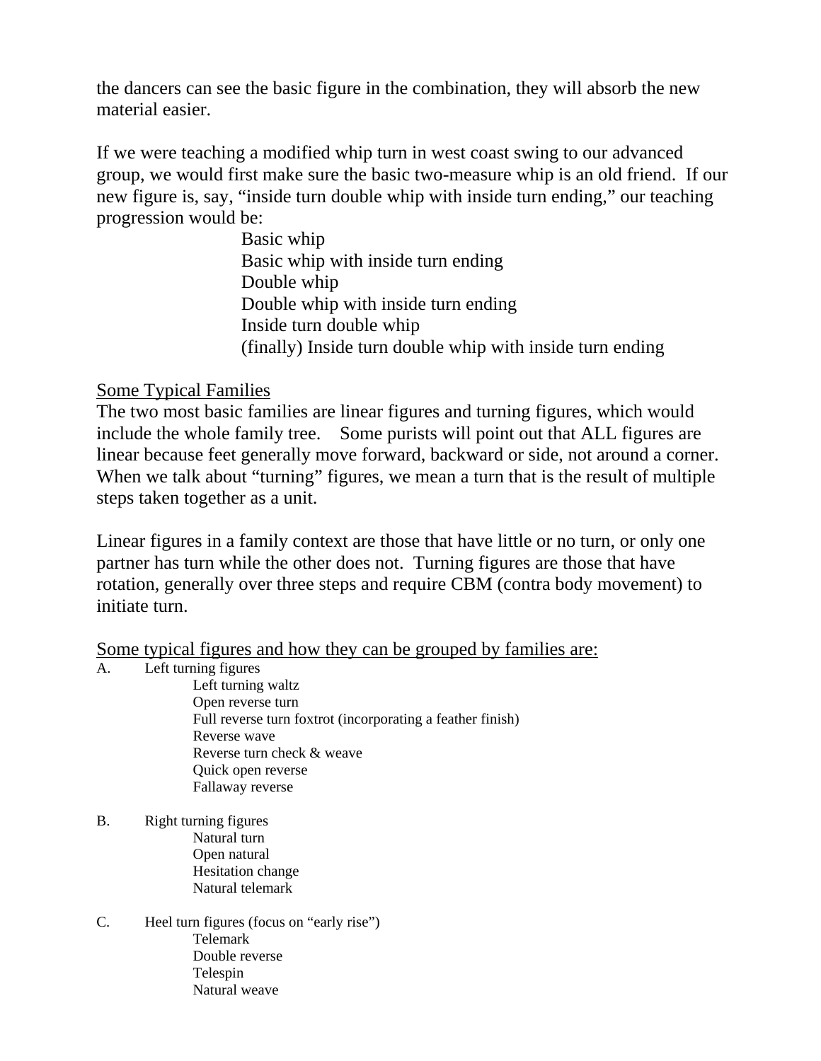the dancers can see the basic figure in the combination, they will absorb the new material easier.

If we were teaching a modified whip turn in west coast swing to our advanced group, we would first make sure the basic two-measure whip is an old friend. If our new figure is, say, "inside turn double whip with inside turn ending," our teaching progression would be:

> Basic whip
> Basic whip with inside turn ending
> Double whip
> Double whip with inside turn ending
> Inside turn double whip
> (finally) Inside turn double whip with inside turn ending

<u>Some Typical Families</u>

The two most basic families are linear figures and turning figures, which would include the whole family tree. Some purists will point out that ALL figures are linear because feet generally move forward, backward or side, not around a corner. When we talk about "turning" figures, we mean a turn that is the result of multiple steps taken together as a unit.

Linear figures in a family context are those that have little or no turn, or only one partner has turn while the other does not. Turning figures are those that have rotation, generally over three steps and require CBM (contra body movement) to initiate turn.

<u>Some typical figures and how they can be grouped by families are:</u>

A. Left turning figures
   - Left turning waltz
   - Open reverse turn
   - Full reverse turn foxtrot (incorporating a feather finish)
   - Reverse wave
   - Reverse turn check & weave
   - Quick open reverse
   - Fallaway reverse

B. Right turning figures
   - Natural turn
   - Open natural
   - Hesitation change
   - Natural telemark

C. Heel turn figures (focus on "early rise")
   - Telemark
   - Double reverse
   - Telespin
   - Natural weave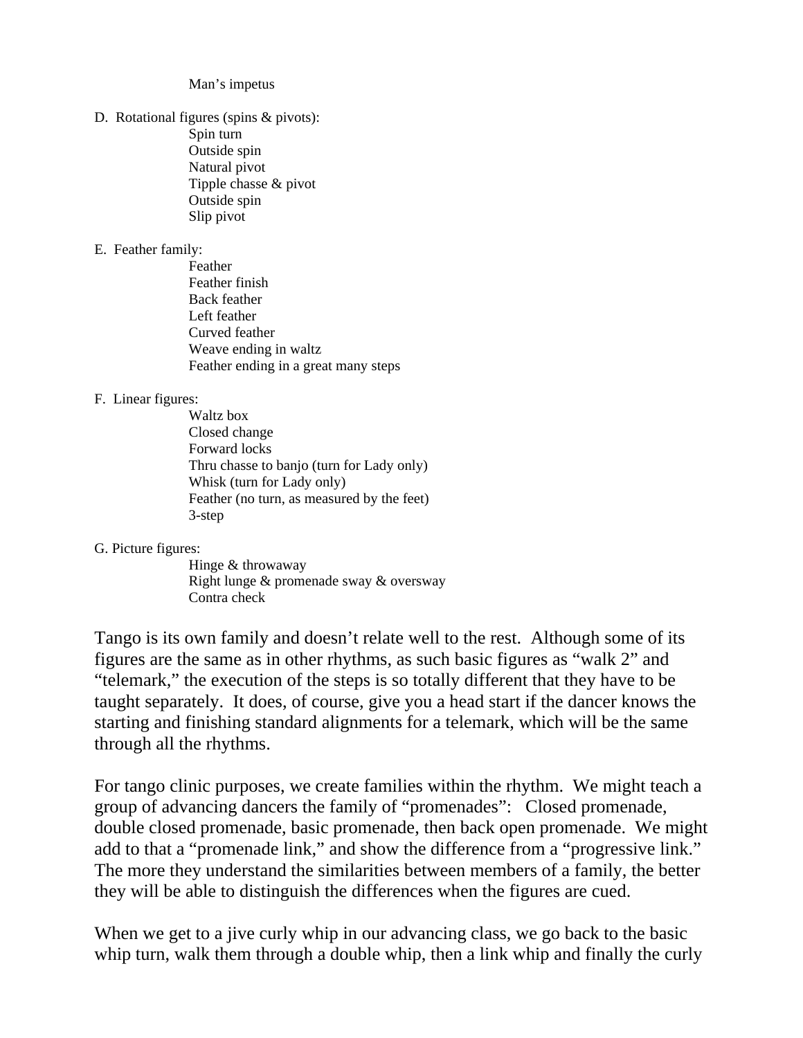Man's impetus

D. Rotational figures (spins & pivots):

- Spin turn
- Outside spin
- Natural pivot
- Tipple chasse & pivot
- Outside spin
- Slip pivot

E. Feather family:

- Feather
- Feather finish
- Back feather
- Left feather
- Curved feather
- Weave ending in waltz
- Feather ending in a great many steps

F. Linear figures:

- Waltz box
- Closed change
- Forward locks
- Thru chasse to banjo (turn for Lady only)
- Whisk (turn for Lady only)
- Feather (no turn, as measured by the feet)
- 3-step

G. Picture figures:

- Hinge & throwaway
- Right lunge & promenade sway & oversway
- Contra check

Tango is its own family and doesn't relate well to the rest. Although some of its figures are the same as in other rhythms, as such basic figures as "walk 2" and "telemark," the execution of the steps is so totally different that they have to be taught separately. It does, of course, give you a head start if the dancer knows the starting and finishing standard alignments for a telemark, which will be the same through all the rhythms.

For tango clinic purposes, we create families within the rhythm. We might teach a group of advancing dancers the family of "promenades": Closed promenade, double closed promenade, basic promenade, then back open promenade. We might add to that a "promenade link," and show the difference from a "progressive link." The more they understand the similarities between members of a family, the better they will be able to distinguish the differences when the figures are cued.

When we get to a jive curly whip in our advancing class, we go back to the basic whip turn, walk them through a double whip, then a link whip and finally the curly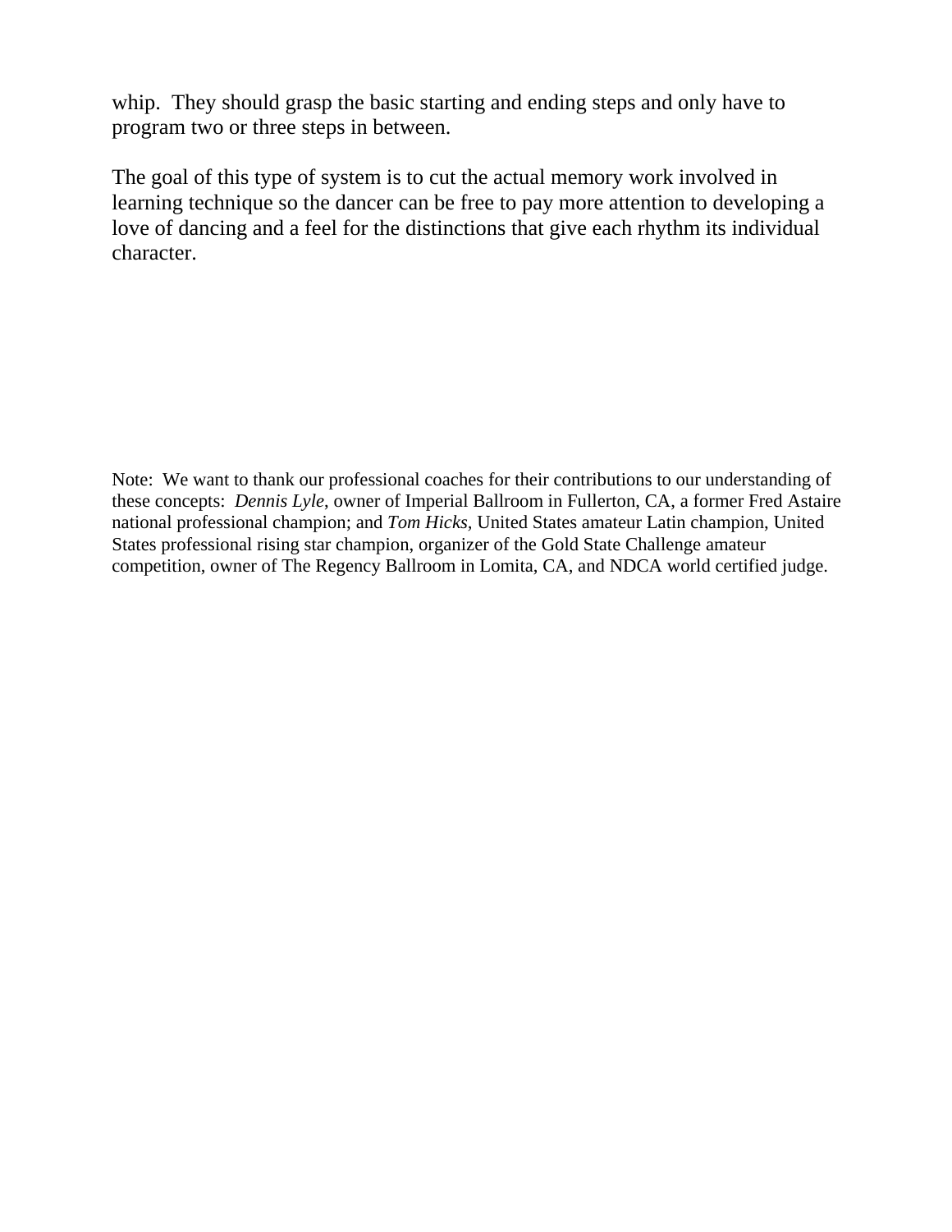whip. They should grasp the basic starting and ending steps and only have to program two or three steps in between.

The goal of this type of system is to cut the actual memory work involved in learning technique so the dancer can be free to pay more attention to developing a love of dancing and a feel for the distinctions that give each rhythm its individual character.

Note: We want to thank our professional coaches for their contributions to our understanding of these concepts: *Dennis Lyle*, owner of Imperial Ballroom in Fullerton, CA, a former Fred Astaire national professional champion; and *Tom Hicks*, United States amateur Latin champion, United States professional rising star champion, organizer of the Gold State Challenge amateur competition, owner of The Regency Ballroom in Lomita, CA, and NDCA world certified judge.